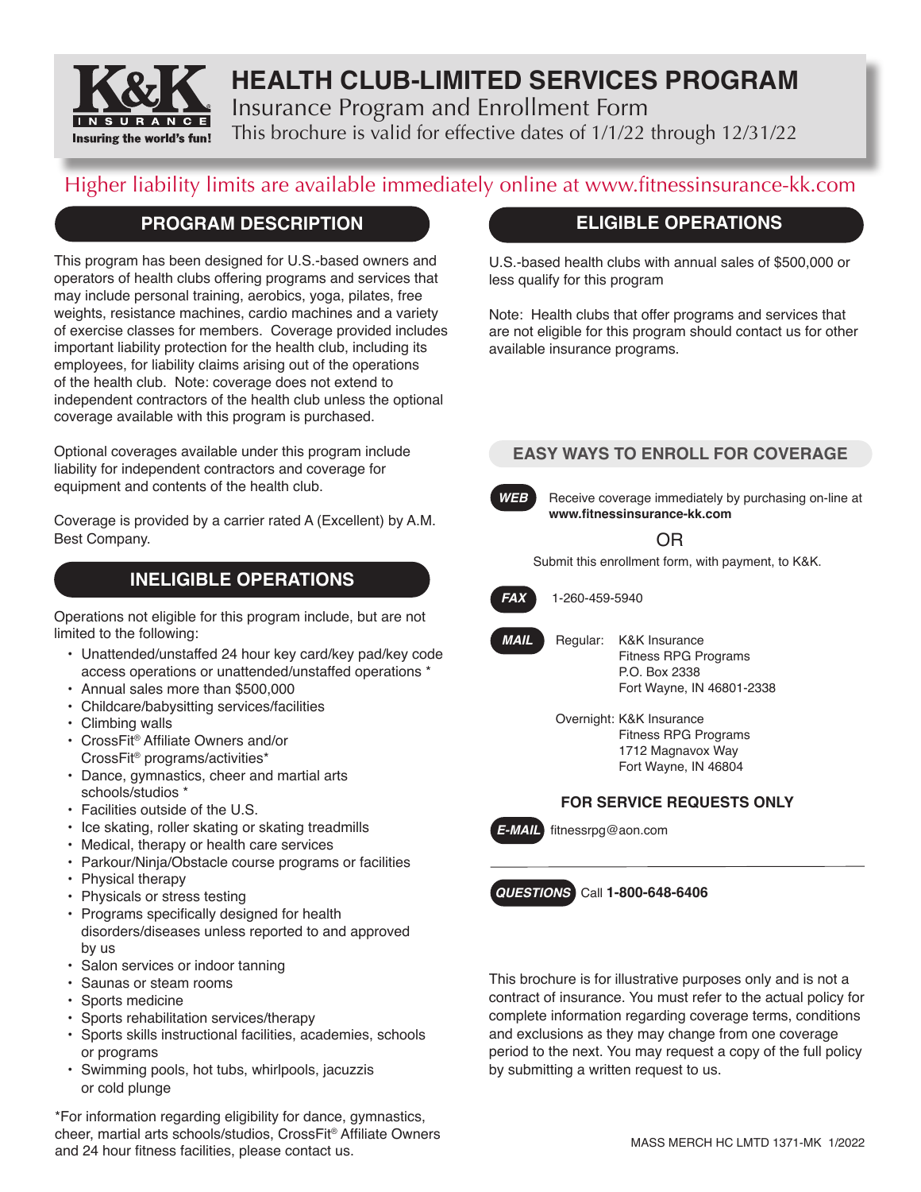# HEALTH CLUB-LIMITED SERVICES PROGRAM

Insurance Program and Enrollment Form

This brochure is valid for effective dates of 1/1/22 through 12/31/22

Higher liability limits are available immediately online at www.fitnessinsurance-kk.com

## PROGRAM DESCRIPTION

This program has been designed for U.S.-based owners and operators of health clubs offering programs and services that may include personal training, aerobics, yoga, pilates, free weights, resistance machines, cardio machines and a variety of exercise classes for members. Coverage provided includes important liability protection for the health club, including its employees, for liability claims arising out of the operations of the health club. Note: coverage does not extend to independent contractors of the health club unless the optional coverage available with this program is purchased.

Optional coverages available under this program include liability for independent contractors and coverage for equipment and contents of the health club.

Coverage is provided by a carrier rated A (Excellent) by A.M. Best Company.

## INELIGIBLE OPERATIONS

Operations not eligible for this program include, but are not limited to the following:

- Unattended/unstaffed 24 hour key card/key pad/key code access operations or unattended/unstaffed operations *
- Annual sales more than $500,000
- Childcare/babysitting services/facilities
- Climbing walls
- CrossFit® Affiliate Owners and/or CrossFit® programs/activities*
- Dance, gymnastics, cheer and martial arts schools/studios *
- Facilities outside of the U.S.
- Ice skating, roller skating or skating treadmills
- Medical, therapy or health care services
- Parkour/Ninja/Obstacle course programs or facilities
- Physical therapy
- Physicals or stress testing
- Programs specifically designed for health disorders/diseases unless reported to and approved by us
- Salon services or indoor tanning
- Saunas or steam rooms
- Sports medicine
- Sports rehabilitation services/therapy
- Sports skills instructional facilities, academies, schools or programs
- Swimming pools, hot tubs, whirlpools, jacuzzis or cold plunge

*For information regarding eligibility for dance, gymnastics, cheer, martial arts schools/studios, CrossFit® Affiliate Owners and 24 hour fitness facilities, please contact us.

## ELIGIBLE OPERATIONS

U.S.-based health clubs with annual sales of $500,000 or less qualify for this program

Note: Health clubs that offer programs and services that are not eligible for this program should contact us for other available insurance programs.

## EASY WAYS TO ENROLL FOR COVERAGE

**WEB** Receive coverage immediately by purchasing on-line at **www.fitnessinsurance-kk.com**

OR

Submit this enrollment form, with payment, to K&K.

**FAX** 1-260-459-5940

**MAIL**

Regular: K&K Insurance
Fitness RPG Programs
P.O. Box 2338
Fort Wayne, IN 46801-2338

Overnight: K&K Insurance
Fitness RPG Programs
1712 Magnavox Way
Fort Wayne, IN 46804

### FOR SERVICE REQUESTS ONLY

**E-MAIL** fitnessrpg@aon.com

**QUESTIONS** Call **1-800-648-6406**

This brochure is for illustrative purposes only and is not a contract of insurance. You must refer to the actual policy for complete information regarding coverage terms, conditions and exclusions as they may change from one coverage period to the next. You may request a copy of the full policy by submitting a written request to us.

MASS MERCH HC LMTD 1371-MK 1/2022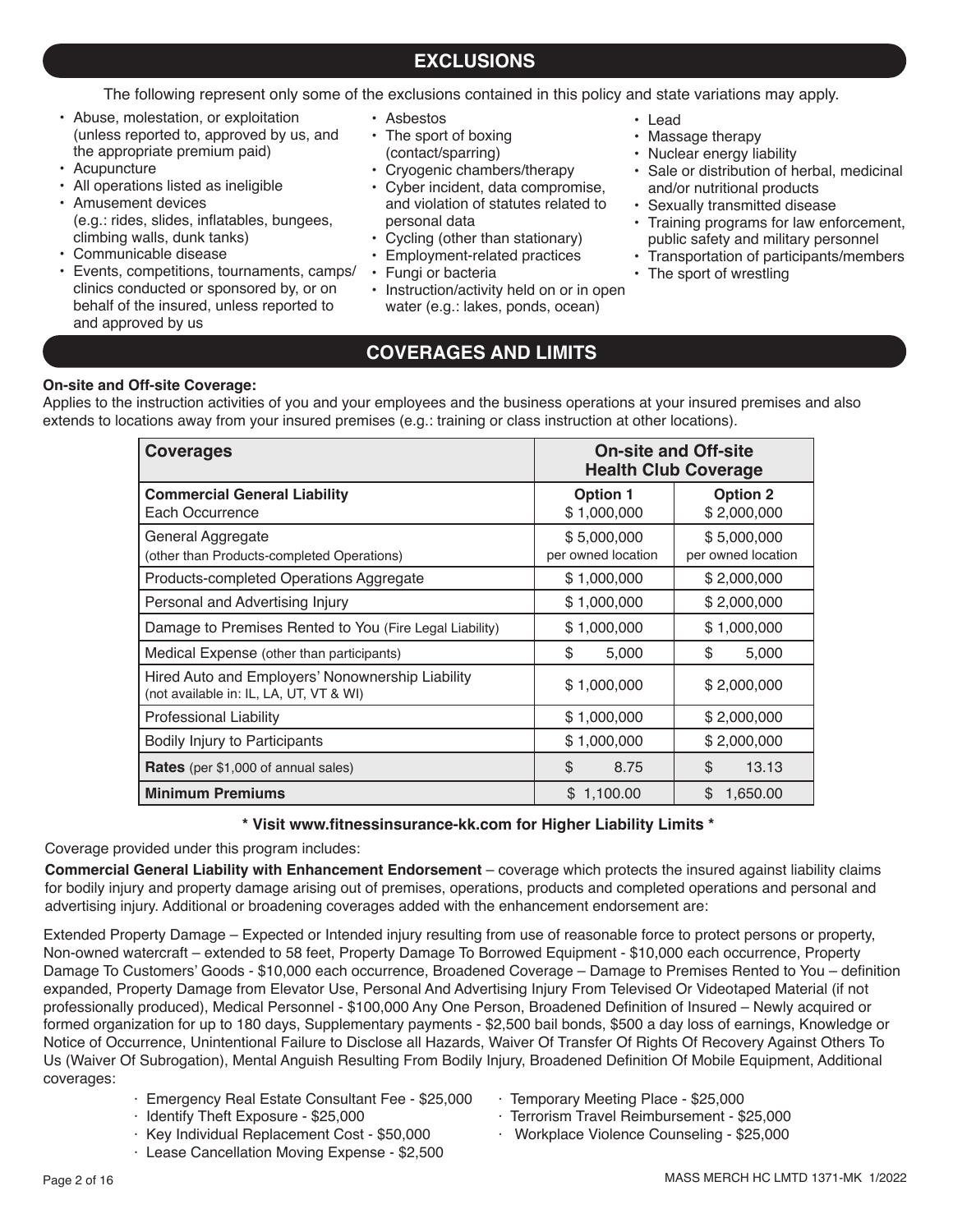## EXCLUSIONS

The following represent only some of the exclusions contained in this policy and state variations may apply.

- Abuse, molestation, or exploitation (unless reported to, approved by us, and the appropriate premium paid)
- Acupuncture
- All operations listed as ineligible
- Amusement devices (e.g.: rides, slides, inflatables, bungees, climbing walls, dunk tanks)
- Communicable disease
- Events, competitions, tournaments, camps/ clinics conducted or sponsored by, or on behalf of the insured, unless reported to and approved by us
- Asbestos
- The sport of boxing (contact/sparring)
- Cryogenic chambers/therapy
- Cyber incident, data compromise, and violation of statutes related to personal data
- Cycling (other than stationary)
- Employment-related practices
- Fungi or bacteria
- Instruction/activity held on or in open water (e.g.: lakes, ponds, ocean)
- Lead
- Massage therapy
- Nuclear energy liability
- Sale or distribution of herbal, medicinal and/or nutritional products
- Sexually transmitted disease
- Training programs for law enforcement, public safety and military personnel
- Transportation of participants/members
- The sport of wrestling

## COVERAGES AND LIMITS

**On-site and Off-site Coverage:**
Applies to the instruction activities of you and your employees and the business operations at your insured premises and also extends to locations away from your insured premises (e.g.: training or class instruction at other locations).

| **Coverages** | **On-site and Off-site Health Club Coverage** | |
|---|---|---|
| **Commercial General Liability** Each Occurrence | **Option 1** $ 1,000,000 | **Option 2** $ 2,000,000 |
| General Aggregate (other than Products-completed Operations) | $ 5,000,000 per owned location | $ 5,000,000 per owned location |
| Products-completed Operations Aggregate | $ 1,000,000 | $ 2,000,000 |
| Personal and Advertising Injury | $ 1,000,000 | $ 2,000,000 |
| Damage to Premises Rented to You (Fire Legal Liability) | $ 1,000,000 | $ 1,000,000 |
| Medical Expense (other than participants) | $ 5,000 | $ 5,000 |
| Hired Auto and Employers' Nonownership Liability (not available in: IL, LA, UT, VT & WI) | $ 1,000,000 | $ 2,000,000 |
| Professional Liability | $ 1,000,000 | $ 2,000,000 |
| Bodily Injury to Participants | $ 1,000,000 | $ 2,000,000 |
| **Rates** (per $1,000 of annual sales) | $ 8.75 | $ 13.13 |
| **Minimum Premiums** | $ 1,100.00 | $ 1,650.00 |

**\* Visit www.fitnessinsurance-kk.com for Higher Liability Limits \***

Coverage provided under this program includes:

**Commercial General Liability with Enhancement Endorsement** – coverage which protects the insured against liability claims for bodily injury and property damage arising out of premises, operations, products and completed operations and personal and advertising injury. Additional or broadening coverages added with the enhancement endorsement are:

Extended Property Damage – Expected or Intended injury resulting from use of reasonable force to protect persons or property, Non-owned watercraft – extended to 58 feet, Property Damage To Borrowed Equipment - $10,000 each occurrence, Property Damage To Customers' Goods - $10,000 each occurrence, Broadened Coverage – Damage to Premises Rented to You – definition expanded, Property Damage from Elevator Use, Personal And Advertising Injury From Televised Or Videotaped Material (if not professionally produced), Medical Personnel - $100,000 Any One Person, Broadened Definition of Insured – Newly acquired or formed organization for up to 180 days, Supplementary payments - $2,500 bail bonds, $500 a day loss of earnings, Knowledge or Notice of Occurrence, Unintentional Failure to Disclose all Hazards, Waiver Of Transfer Of Rights Of Recovery Against Others To Us (Waiver Of Subrogation), Mental Anguish Resulting From Bodily Injury, Broadened Definition Of Mobile Equipment, Additional coverages:

- Emergency Real Estate Consultant Fee - $25,000
- Identify Theft Exposure - $25,000
- Key Individual Replacement Cost - $50,000
- Lease Cancellation Moving Expense - $2,500
- Temporary Meeting Place - $25,000
- Terrorism Travel Reimbursement - $25,000
- Workplace Violence Counseling - $25,000

MASS MERCH HC LMTD 1371-MK 1/2022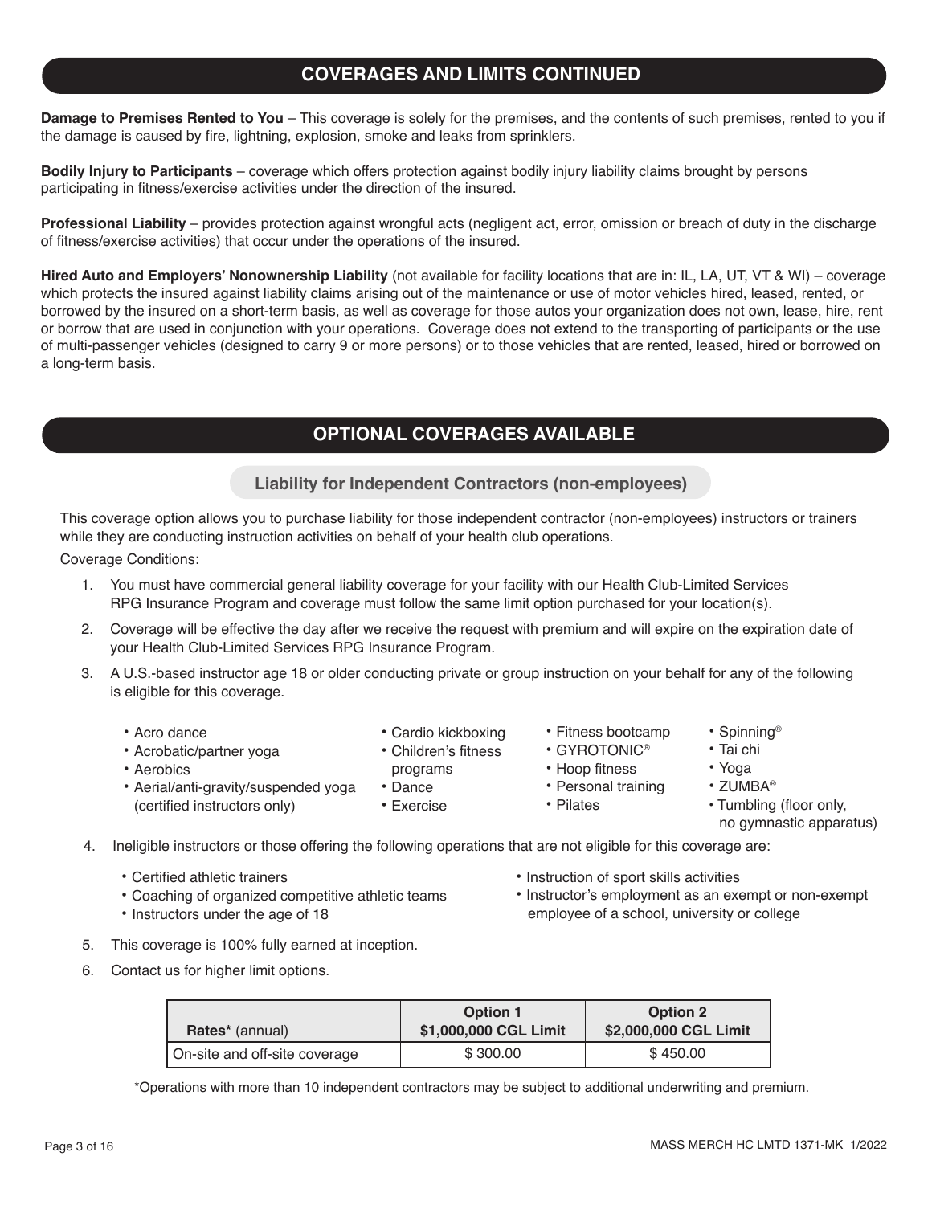## COVERAGES AND LIMITS CONTINUED

**Damage to Premises Rented to You** – This coverage is solely for the premises, and the contents of such premises, rented to you if the damage is caused by fire, lightning, explosion, smoke and leaks from sprinklers.

**Bodily Injury to Participants** – coverage which offers protection against bodily injury liability claims brought by persons participating in fitness/exercise activities under the direction of the insured.

**Professional Liability** – provides protection against wrongful acts (negligent act, error, omission or breach of duty in the discharge of fitness/exercise activities) that occur under the operations of the insured.

**Hired Auto and Employers' Nonownership Liability** (not available for facility locations that are in: IL, LA, UT, VT & WI) – coverage which protects the insured against liability claims arising out of the maintenance or use of motor vehicles hired, leased, rented, or borrowed by the insured on a short-term basis, as well as coverage for those autos your organization does not own, lease, hire, rent or borrow that are used in conjunction with your operations. Coverage does not extend to the transporting of participants or the use of multi-passenger vehicles (designed to carry 9 or more persons) or to those vehicles that are rented, leased, hired or borrowed on a long-term basis.

## OPTIONAL COVERAGES AVAILABLE

### Liability for Independent Contractors (non-employees)

This coverage option allows you to purchase liability for those independent contractor (non-employees) instructors or trainers while they are conducting instruction activities on behalf of your health club operations.

Coverage Conditions:

1. You must have commercial general liability coverage for your facility with our Health Club-Limited Services RPG Insurance Program and coverage must follow the same limit option purchased for your location(s).
2. Coverage will be effective the day after we receive the request with premium and will expire on the expiration date of your Health Club-Limited Services RPG Insurance Program.
3. A U.S.-based instructor age 18 or older conducting private or group instruction on your behalf for any of the following is eligible for this coverage.
   - Acro dance
   - Acrobatic/partner yoga
   - Aerobics
   - Aerial/anti-gravity/suspended yoga (certified instructors only)
   - Cardio kickboxing
   - Children's fitness programs
   - Dance
   - Exercise
   - Fitness bootcamp
   - GYROTONIC®
   - Hoop fitness
   - Personal training
   - Pilates
   - Spinning®
   - Tai chi
   - Yoga
   - ZUMBA®
   - Tumbling (floor only, no gymnastic apparatus)
4. Ineligible instructors or those offering the following operations that are not eligible for this coverage are:
   - Certified athletic trainers
   - Coaching of organized competitive athletic teams
   - Instructors under the age of 18
   - Instruction of sport skills activities
   - Instructor's employment as an exempt or non-exempt employee of a school, university or college
5. This coverage is 100% fully earned at inception.
6. Contact us for higher limit options.

| **Rates*** (annual) | **Option 1 $1,000,000 CGL Limit** | **Option 2 $2,000,000 CGL Limit** |
|---|---|---|
| On-site and off-site coverage | $ 300.00 | $ 450.00 |

*Operations with more than 10 independent contractors may be subject to additional underwriting and premium.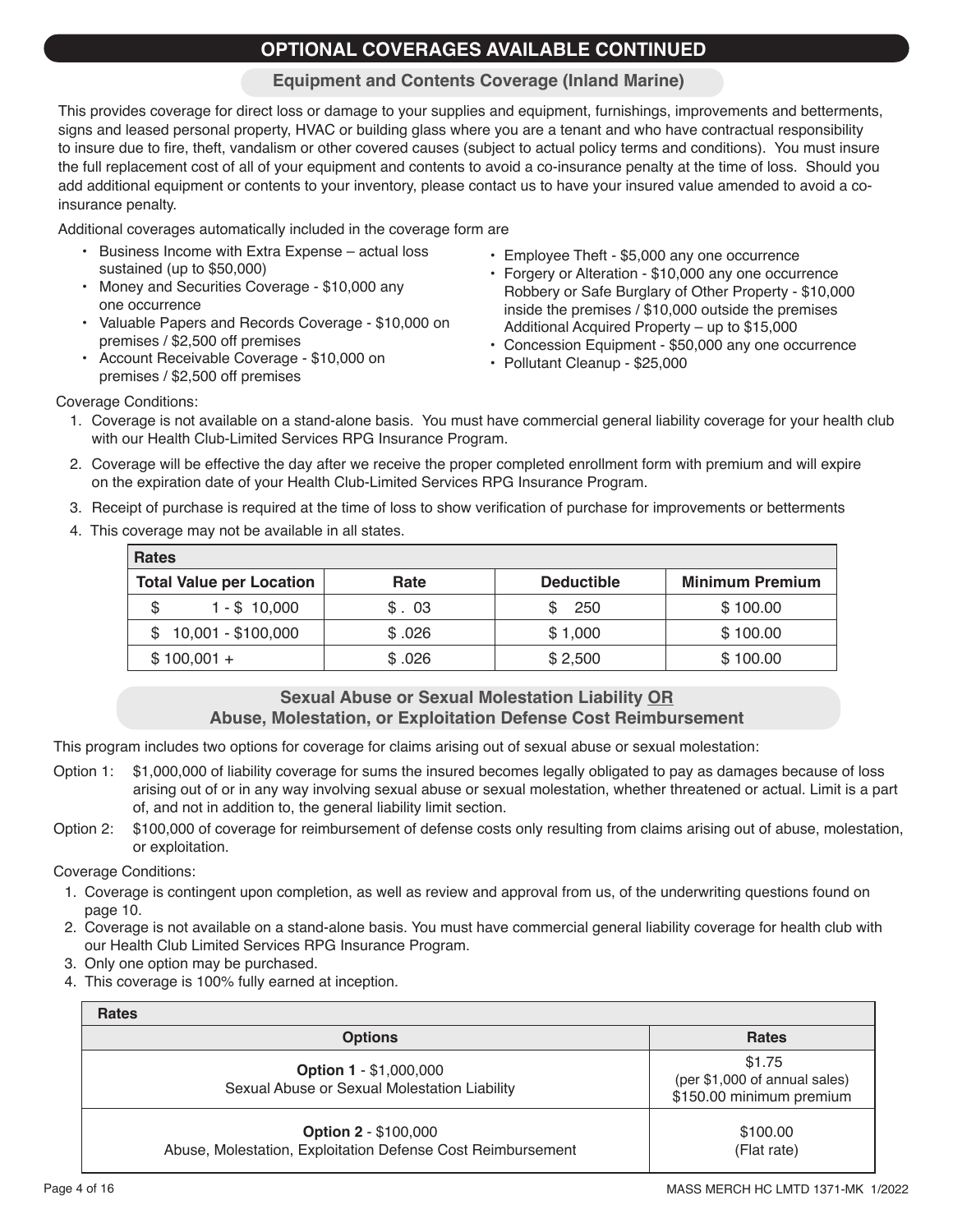# OPTIONAL COVERAGES AVAILABLE CONTINUED

## Equipment and Contents Coverage (Inland Marine)

This provides coverage for direct loss or damage to your supplies and equipment, furnishings, improvements and betterments, signs and leased personal property, HVAC or building glass where you are a tenant and who have contractual responsibility to insure due to fire, theft, vandalism or other covered causes (subject to actual policy terms and conditions). You must insure the full replacement cost of all of your equipment and contents to avoid a co-insurance penalty at the time of loss. Should you add additional equipment or contents to your inventory, please contact us to have your insured value amended to avoid a co-insurance penalty.

Additional coverages automatically included in the coverage form are

- Business Income with Extra Expense – actual loss sustained (up to $50,000)
- Money and Securities Coverage - $10,000 any one occurrence
- Valuable Papers and Records Coverage - $10,000 on premises / $2,500 off premises
- Account Receivable Coverage - $10,000 on premises / $2,500 off premises
- Employee Theft - $5,000 any one occurrence
- Forgery or Alteration - $10,000 any one occurrence
  Robbery or Safe Burglary of Other Property - $10,000 inside the premises / $10,000 outside the premises
  Additional Acquired Property – up to $15,000
- Concession Equipment - $50,000 any one occurrence
- Pollutant Cleanup - $25,000

Coverage Conditions:

1. Coverage is not available on a stand-alone basis. You must have commercial general liability coverage for your health club with our Health Club-Limited Services RPG Insurance Program.
2. Coverage will be effective the day after we receive the proper completed enrollment form with premium and will expire on the expiration date of your Health Club-Limited Services RPG Insurance Program.
3. Receipt of purchase is required at the time of loss to show verification of purchase for improvements or betterments
4. This coverage may not be available in all states.

| Rates | | | |
|---|---|---|---|
| **Total Value per Location** | **Rate** | **Deductible** | **Minimum Premium** |
| $ 1 - $ 10,000 | $ . 03 | $ 250 | $ 100.00 |
| $ 10,001 - $100,000 | $ .026 | $ 1,000 | $ 100.00 |
| $ 100,001 + | $ .026 | $ 2,500 | $ 100.00 |

## Sexual Abuse or Sexual Molestation Liability OR Abuse, Molestation, or Exploitation Defense Cost Reimbursement

This program includes two options for coverage for claims arising out of sexual abuse or sexual molestation:

Option 1: $1,000,000 of liability coverage for sums the insured becomes legally obligated to pay as damages because of loss arising out of or in any way involving sexual abuse or sexual molestation, whether threatened or actual. Limit is a part of, and not in addition to, the general liability limit section.

Option 2: $100,000 of coverage for reimbursement of defense costs only resulting from claims arising out of abuse, molestation, or exploitation.

Coverage Conditions:

1. Coverage is contingent upon completion, as well as review and approval from us, of the underwriting questions found on page 10.
2. Coverage is not available on a stand-alone basis. You must have commercial general liability coverage for health club with our Health Club Limited Services RPG Insurance Program.
3. Only one option may be purchased.
4. This coverage is 100% fully earned at inception.

| Rates | |
|---|---|
| **Options** | **Rates** |
| **Option 1** - $1,000,000<br>Sexual Abuse or Sexual Molestation Liability | $1.75<br>(per $1,000 of annual sales)<br>$150.00 minimum premium |
| **Option 2** - $100,000<br>Abuse, Molestation, Exploitation Defense Cost Reimbursement | $100.00<br>(Flat rate) |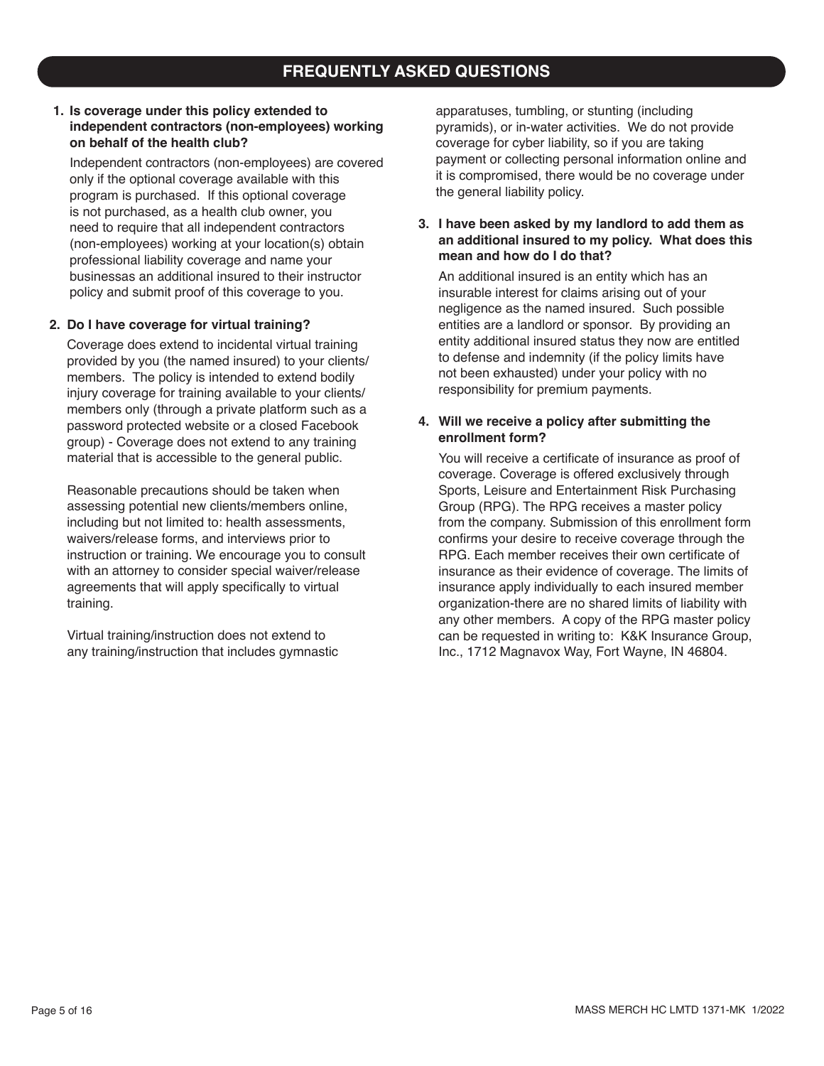## FREQUENTLY ASKED QUESTIONS

**1. Is coverage under this policy extended to independent contractors (non-employees) working on behalf of the health club?**

Independent contractors (non-employees) are covered only if the optional coverage available with this program is purchased. If this optional coverage is not purchased, as a health club owner, you need to require that all independent contractors (non-employees) working at your location(s) obtain professional liability coverage and name your businessas an additional insured to their instructor policy and submit proof of this coverage to you.

**2. Do I have coverage for virtual training?**

Coverage does extend to incidental virtual training provided by you (the named insured) to your clients/ members. The policy is intended to extend bodily injury coverage for training available to your clients/ members only (through a private platform such as a password protected website or a closed Facebook group) - Coverage does not extend to any training material that is accessible to the general public.

Reasonable precautions should be taken when assessing potential new clients/members online, including but not limited to: health assessments, waivers/release forms, and interviews prior to instruction or training. We encourage you to consult with an attorney to consider special waiver/release agreements that will apply specifically to virtual training.

Virtual training/instruction does not extend to any training/instruction that includes gymnastic apparatuses, tumbling, or stunting (including pyramids), or in-water activities. We do not provide coverage for cyber liability, so if you are taking payment or collecting personal information online and it is compromised, there would be no coverage under the general liability policy.

**3. I have been asked by my landlord to add them as an additional insured to my policy. What does this mean and how do I do that?**

An additional insured is an entity which has an insurable interest for claims arising out of your negligence as the named insured. Such possible entities are a landlord or sponsor. By providing an entity additional insured status they now are entitled to defense and indemnity (if the policy limits have not been exhausted) under your policy with no responsibility for premium payments.

**4. Will we receive a policy after submitting the enrollment form?**

You will receive a certificate of insurance as proof of coverage. Coverage is offered exclusively through Sports, Leisure and Entertainment Risk Purchasing Group (RPG). The RPG receives a master policy from the company. Submission of this enrollment form confirms your desire to receive coverage through the RPG. Each member receives their own certificate of insurance as their evidence of coverage. The limits of insurance apply individually to each insured member organization-there are no shared limits of liability with any other members. A copy of the RPG master policy can be requested in writing to: K&K Insurance Group, Inc., 1712 Magnavox Way, Fort Wayne, IN 46804.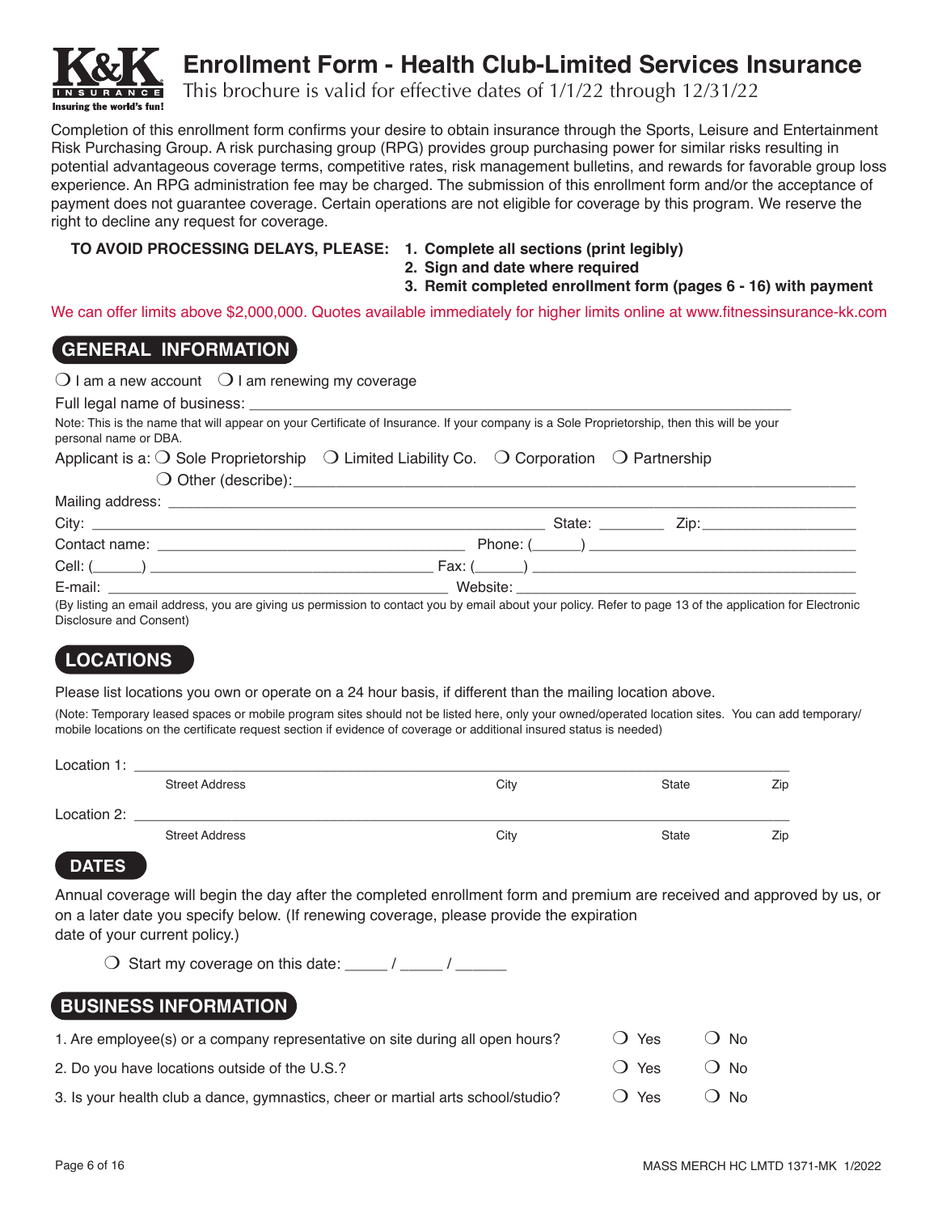K&K INSURANCE
Insuring the world's fun!

# Enrollment Form - Health Club-Limited Services Insurance

This brochure is valid for effective dates of 1/1/22 through 12/31/22

Completion of this enrollment form confirms your desire to obtain insurance through the Sports, Leisure and Entertainment Risk Purchasing Group. A risk purchasing group (RPG) provides group purchasing power for similar risks resulting in potential advantageous coverage terms, competitive rates, risk management bulletins, and rewards for favorable group loss experience. An RPG administration fee may be charged. The submission of this enrollment form and/or the acceptance of payment does not guarantee coverage. Certain operations are not eligible for coverage by this program. We reserve the right to decline any request for coverage.

**TO AVOID PROCESSING DELAYS, PLEASE:**

1. **Complete all sections (print legibly)**
2. **Sign and date where required**
3. **Remit completed enrollment form (pages 6 - 16) with payment**

We can offer limits above $2,000,000. Quotes available immediately for higher limits online at www.fitnessinsurance-kk.com

## GENERAL INFORMATION

❍ I am a new account ❍ I am renewing my coverage

Full legal name of business: ________________________________________________

Note: This is the name that will appear on your Certificate of Insurance. If your company is a Sole Proprietorship, then this will be your personal name or DBA.

Applicant is a: ❍ Sole Proprietorship ❍ Limited Liability Co. ❍ Corporation ❍ Partnership

❍ Other (describe): ________________________________________________

Mailing address: ________________________________________________

City: ______________________________ State: ________ Zip: ________________

Contact name: ______________________________ Phone: (______) ________________

Cell: (______) ______________________________ Fax: (______) ________________

E-mail: ______________________________ Website: ________________________

(By listing an email address, you are giving us permission to contact you by email about your policy. Refer to page 13 of the application for Electronic Disclosure and Consent)

## LOCATIONS

Please list locations you own or operate on a 24 hour basis, if different than the mailing location above.

(Note: Temporary leased spaces or mobile program sites should not be listed here, only your owned/operated location sites. You can add temporary/mobile locations on the certificate request section if evidence of coverage or additional insured status is needed)

Location 1: ________________________________________________

Street Address City State Zip

Location 2: ________________________________________________

Street Address City State Zip

## DATES

Annual coverage will begin the day after the completed enrollment form and premium are received and approved by us, or on a later date you specify below. (If renewing coverage, please provide the expiration date of your current policy.)

❍ Start my coverage on this date: _____ / _____ / ______

## BUSINESS INFORMATION

| | | |
|---|---|---|
| 1. Are employee(s) or a company representative on site during all open hours? | ❍ Yes | ❍ No |
| 2. Do you have locations outside of the U.S.? | ❍ Yes | ❍ No |
| 3. Is your health club a dance, gymnastics, cheer or martial arts school/studio? | ❍ Yes | ❍ No |

MASS MERCH HC LMTD 1371-MK 1/2022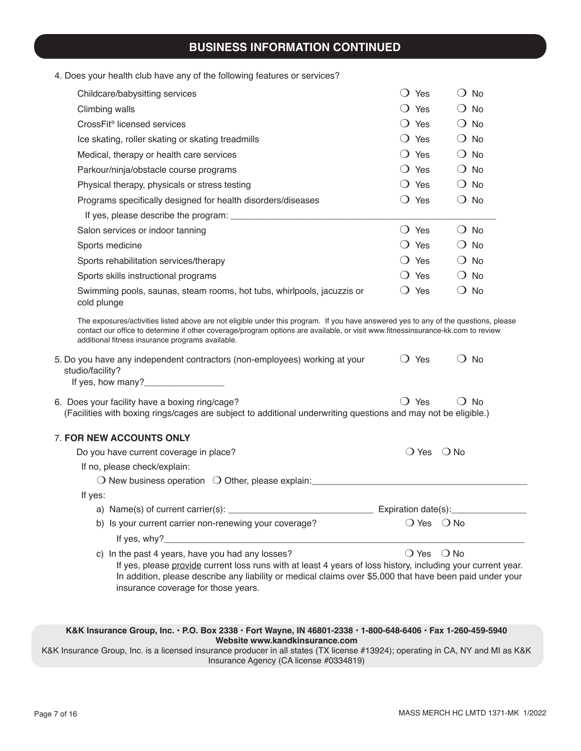## BUSINESS INFORMATION CONTINUED

4. Does your health club have any of the following features or services?

| | | |
|---|---|---|
| Childcare/babysitting services | ❍ Yes | ❍ No |
| Climbing walls | ❍ Yes | ❍ No |
| CrossFit® licensed services | ❍ Yes | ❍ No |
| Ice skating, roller skating or skating treadmills | ❍ Yes | ❍ No |
| Medical, therapy or health care services | ❍ Yes | ❍ No |
| Parkour/ninja/obstacle course programs | ❍ Yes | ❍ No |
| Physical therapy, physicals or stress testing | ❍ Yes | ❍ No |
| Programs specifically designed for health disorders/diseases | ❍ Yes | ❍ No |
| If yes, please describe the program: ______________________________ | | |
| Salon services or indoor tanning | ❍ Yes | ❍ No |
| Sports medicine | ❍ Yes | ❍ No |
| Sports rehabilitation services/therapy | ❍ Yes | ❍ No |
| Sports skills instructional programs | ❍ Yes | ❍ No |
| Swimming pools, saunas, steam rooms, hot tubs, whirlpools, jacuzzis or cold plunge | ❍ Yes | ❍ No |

The exposures/activities listed above are not eligible under this program. If you have answered yes to any of the questions, please contact our office to determine if other coverage/program options are available, or visit www.fitnessinsurance-kk.com to review additional fitness insurance programs available.

5. Do you have any independent contractors (non-employees) working at your studio/facility? ❍ Yes ❍ No
   If yes, how many?________________

6. Does your facility have a boxing ring/cage? ❍ Yes ❍ No
   (Facilities with boxing rings/cages are subject to additional underwriting questions and may not be eligible.)

7. **FOR NEW ACCOUNTS ONLY**

   Do you have current coverage in place? ❍ Yes ❍ No

   If no, please check/explain:

   ❍ New business operation ❍ Other, please explain:____________________________________________

   If yes:

   a) Name(s) of current carrier(s): _____________________________ Expiration date(s):_______________

   b) Is your current carrier non-renewing your coverage? ❍ Yes ❍ No

      If yes, why?___________________________________________________________________________

   c) In the past 4 years, have you had any losses? ❍ Yes ❍ No

      If yes, please provide current loss runs with at least 4 years of loss history, including your current year. In addition, please describe any liability or medical claims over $5,000 that have been paid under your insurance coverage for those years.

**K&K Insurance Group, Inc. • P.O. Box 2338 • Fort Wayne, IN 46801-2338 • 1-800-648-6406 • Fax 1-260-459-5940**
**Website www.kandkinsurance.com**
K&K Insurance Group, Inc. is a licensed insurance producer in all states (TX license #13924); operating in CA, NY and MI as K&K Insurance Agency (CA license #0334819)

MASS MERCH HC LMTD 1371-MK 1/2022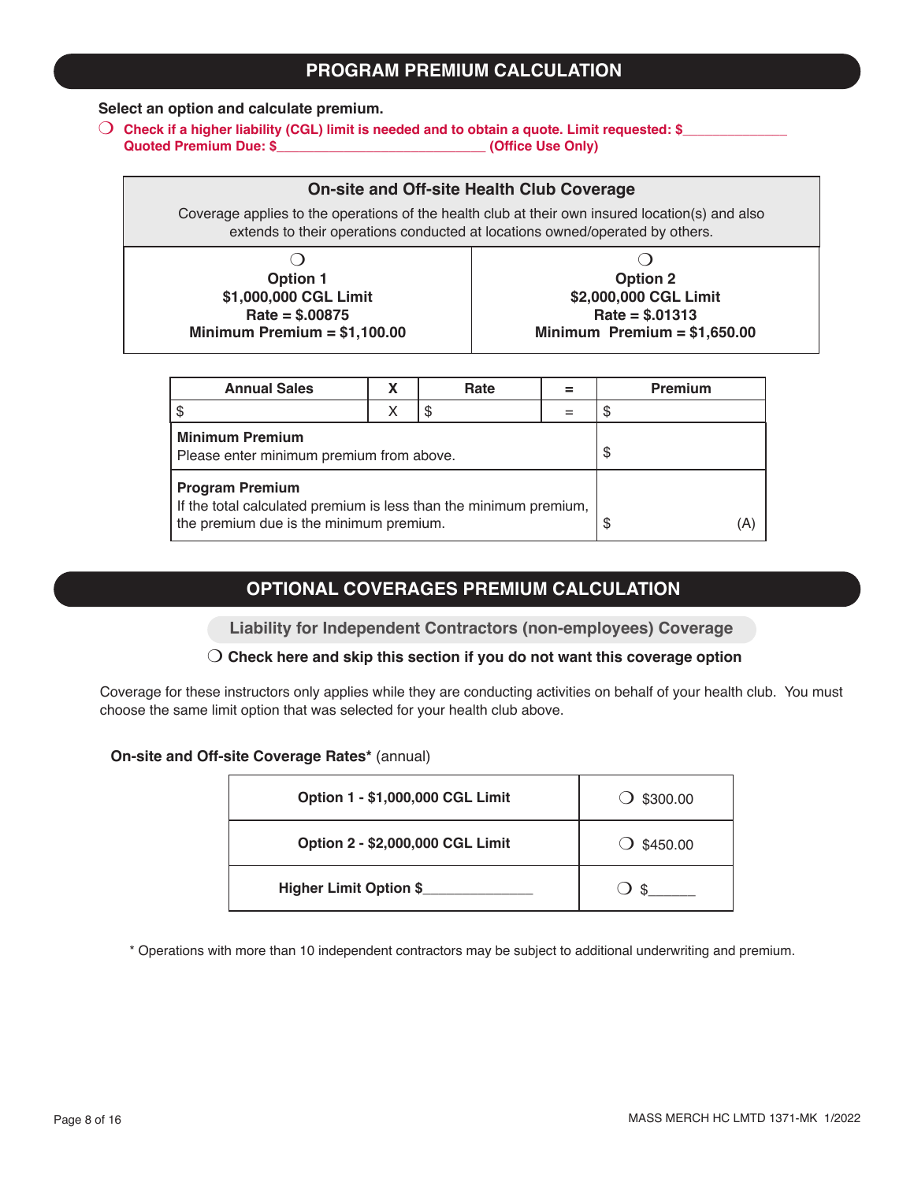## PROGRAM PREMIUM CALCULATION

**Select an option and calculate premium.**

❍ **Check if a higher liability (CGL) limit is needed and to obtain a quote. Limit requested: $_____________**
**Quoted Premium Due: $___________________________ (Office Use Only)**

| On-site and Off-site Health Club Coverage | |
|---|---|
| Coverage applies to the operations of the health club at their own insured location(s) and also extends to their operations conducted at locations owned/operated by others. | |
| ❍ **Option 1** **$1,000,000 CGL Limit** **Rate = $.00875** **Minimum Premium = $1,100.00** | ❍ **Option 2** **$2,000,000 CGL Limit** **Rate = $.01313** **Minimum Premium = $1,650.00** |

| Annual Sales | X | Rate | = | Premium |
|---|---|---|---|---|
| $ | X | $ | = | $ |
| **Minimum Premium** Please enter minimum premium from above. | | | | $ |
| **Program Premium** If the total calculated premium is less than the minimum premium, the premium due is the minimum premium. | | | | $ (A) |

## OPTIONAL COVERAGES PREMIUM CALCULATION

### Liability for Independent Contractors (non-employees) Coverage

❍ **Check here and skip this section if you do not want this coverage option**

Coverage for these instructors only applies while they are conducting activities on behalf of your health club. You must choose the same limit option that was selected for your health club above.

**On-site and Off-site Coverage Rates*** (annual)

| | |
|---|---|
| **Option 1 - $1,000,000 CGL Limit** | ❍ $300.00 |
| **Option 2 - $2,000,000 CGL Limit** | ❍ $450.00 |
| **Higher Limit Option $_____________** | ❍ $______ |

\* Operations with more than 10 independent contractors may be subject to additional underwriting and premium.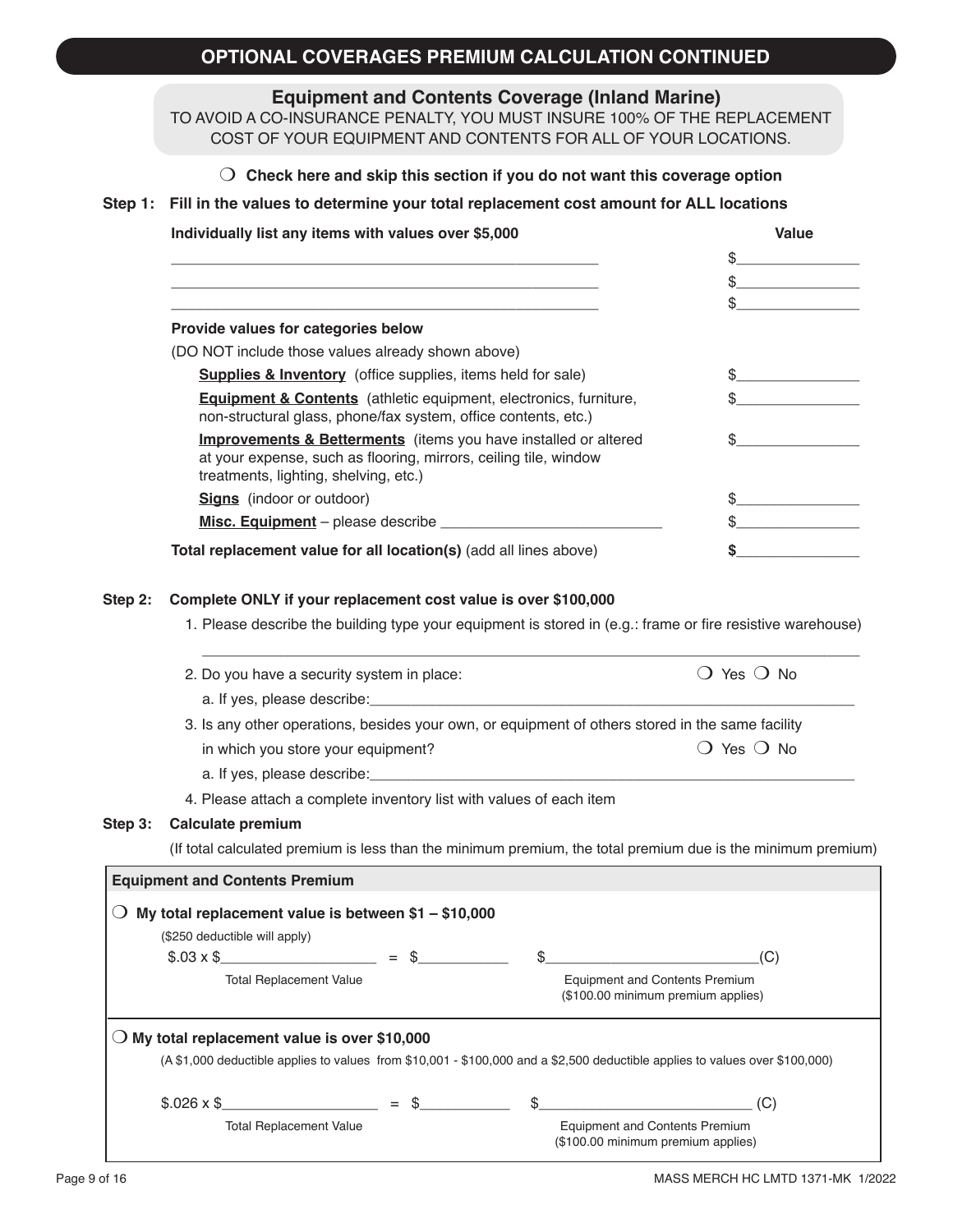## OPTIONAL COVERAGES PREMIUM CALCULATION CONTINUED

### Equipment and Contents Coverage (Inland Marine)

TO AVOID A CO-INSURANCE PENALTY, YOU MUST INSURE 100% OF THE REPLACEMENT COST OF YOUR EQUIPMENT AND CONTENTS FOR ALL OF YOUR LOCATIONS.

❍ **Check here and skip this section if you do not want this coverage option**

**Step 1: Fill in the values to determine your total replacement cost amount for ALL locations**

| **Individually list any items with values over $5,000** | **Value** |
|---|---|
| ____________________________________________ | $______________ |
| ____________________________________________ | $______________ |
| ____________________________________________ | $______________ |
| **Provide values for categories below** (DO NOT include those values already shown above) | |
| **Supplies & Inventory** (office supplies, items held for sale) | $______________ |
| **Equipment & Contents** (athletic equipment, electronics, furniture, non-structural glass, phone/fax system, office contents, etc.) | $______________ |
| **Improvements & Betterments** (items you have installed or altered at your expense, such as flooring, mirrors, ceiling tile, window treatments, lighting, shelving, etc.) | $______________ |
| **Signs** (indoor or outdoor) | $______________ |
| **Misc. Equipment** – please describe ________________________ | $______________ |
| **Total replacement value for all location(s)** (add all lines above) | **$**______________ |

**Step 2: Complete ONLY if your replacement cost value is over $100,000**

1. Please describe the building type your equipment is stored in (e.g.: frame or fire resistive warehouse)

   ______________________________________________________________________

2. Do you have a security system in place: ❍ Yes ❍ No

   a. If yes, please describe:________________________________________________

3. Is any other operations, besides your own, or equipment of others stored in the same facility in which you store your equipment? ❍ Yes ❍ No

   a. If yes, please describe:________________________________________________

4. Please attach a complete inventory list with values of each item

**Step 3: Calculate premium**

(If total calculated premium is less than the minimum premium, the total premium due is the minimum premium)

**Equipment and Contents Premium**

❍ **My total replacement value is between $1 – $10,000**

($250 deductible will apply)

$.03 x $__________________ = $__________ $________________________(C)

Total Replacement Value — Equipment and Contents Premium ($100.00 minimum premium applies)

❍ **My total replacement value is over $10,000**

(A $1,000 deductible applies to values from $10,001 - $100,000 and a $2,500 deductible applies to values over $100,000)

$.026 x $__________________ = $__________ $________________________ (C)

Total Replacement Value — Equipment and Contents Premium ($100.00 minimum premium applies)

MASS MERCH HC LMTD 1371-MK 1/2022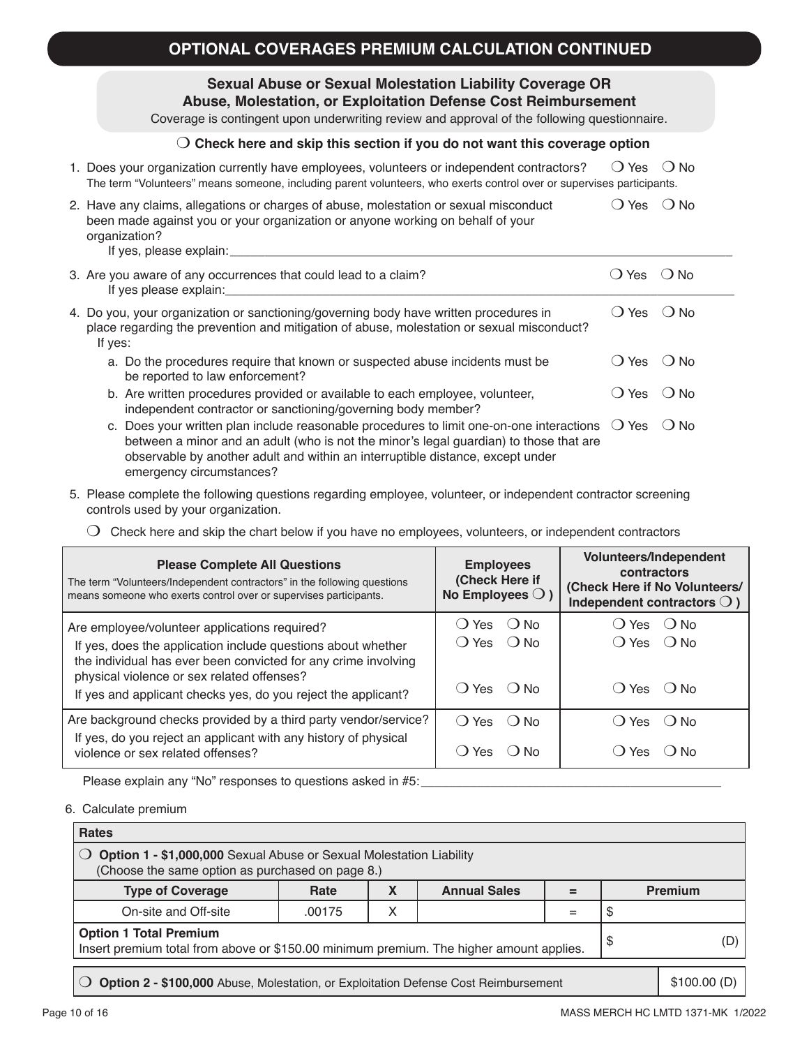## OPTIONAL COVERAGES PREMIUM CALCULATION CONTINUED

### Sexual Abuse or Sexual Molestation Liability Coverage OR Abuse, Molestation, or Exploitation Defense Cost Reimbursement

Coverage is contingent upon underwriting review and approval of the following questionnaire.

❍ **Check here and skip this section if you do not want this coverage option**

1. Does your organization currently have employees, volunteers or independent contractors? ❍ Yes ❍ No
   The term "Volunteers" means someone, including parent volunteers, who exerts control over or supervises participants.

2. Have any claims, allegations or charges of abuse, molestation or sexual misconduct been made against you or your organization or anyone working on behalf of your organization? ❍ Yes ❍ No
   If yes, please explain:\_\_\_\_\_\_\_\_\_\_\_\_\_\_\_\_\_\_\_\_\_\_\_\_\_\_\_\_\_\_\_\_\_\_\_\_\_\_\_\_\_\_\_\_\_\_\_\_

3. Are you aware of any occurrences that could lead to a claim? ❍ Yes ❍ No
   If yes please explain:\_\_\_\_\_\_\_\_\_\_\_\_\_\_\_\_\_\_\_\_\_\_\_\_\_\_\_\_\_\_\_\_\_\_\_\_\_\_\_\_\_\_\_\_\_\_\_\_

4. Do you, your organization or sanctioning/governing body have written procedures in place regarding the prevention and mitigation of abuse, molestation or sexual misconduct? ❍ Yes ❍ No
   If yes:
   a. Do the procedures require that known or suspected abuse incidents must be reported to law enforcement? ❍ Yes ❍ No
   b. Are written procedures provided or available to each employee, volunteer, independent contractor or sanctioning/governing body member? ❍ Yes ❍ No
   c. Does your written plan include reasonable procedures to limit one-on-one interactions between a minor and an adult (who is not the minor's legal guardian) to those that are observable by another adult and within an interruptible distance, except under emergency circumstances? ❍ Yes ❍ No

5. Please complete the following questions regarding employee, volunteer, or independent contractor screening controls used by your organization.

   ❍ Check here and skip the chart below if you have no employees, volunteers, or independent contractors

| **Please Complete All Questions**<br>The term "Volunteers/Independent contractors" in the following questions means someone who exerts control over or supervises participants. | **Employees (Check Here if No Employees ❍ )** | **Volunteers/Independent contractors (Check Here if No Volunteers/ Independent contractors ❍ )** |
|---|---|---|
| Are employee/volunteer applications required? | ❍ Yes ❍ No | ❍ Yes ❍ No |
| If yes, does the application include questions about whether the individual has ever been convicted for any crime involving physical violence or sex related offenses? | ❍ Yes ❍ No | ❍ Yes ❍ No |
| If yes and applicant checks yes, do you reject the applicant? | ❍ Yes ❍ No | ❍ Yes ❍ No |
| Are background checks provided by a third party vendor/service? | ❍ Yes ❍ No | ❍ Yes ❍ No |
| If yes, do you reject an applicant with any history of physical violence or sex related offenses? | ❍ Yes ❍ No | ❍ Yes ❍ No |

   Please explain any "No" responses to questions asked in #5:\_\_\_\_\_\_\_\_\_\_\_\_\_\_\_\_\_\_\_\_\_\_\_\_\_\_\_\_\_\_\_\_\_\_\_\_

6. Calculate premium

| **Rates** | | | | | |
|---|---|---|---|---|---|
| ❍ **Option 1 - $1,000,000** Sexual Abuse or Sexual Molestation Liability (Choose the same option as purchased on page 8.) | | | | | |
| **Type of Coverage** | **Rate** | **X** | **Annual Sales** | **=** | **Premium** |
| On-site and Off-site | .00175 | X | | = | $ |
| **Option 1 Total Premium**<br>Insert premium total from above or $150.00 minimum premium. The higher amount applies. | | | | | $ (D) |

| ❍ **Option 2 - $100,000** Abuse, Molestation, or Exploitation Defense Cost Reimbursement | $100.00 (D) |
|---|---|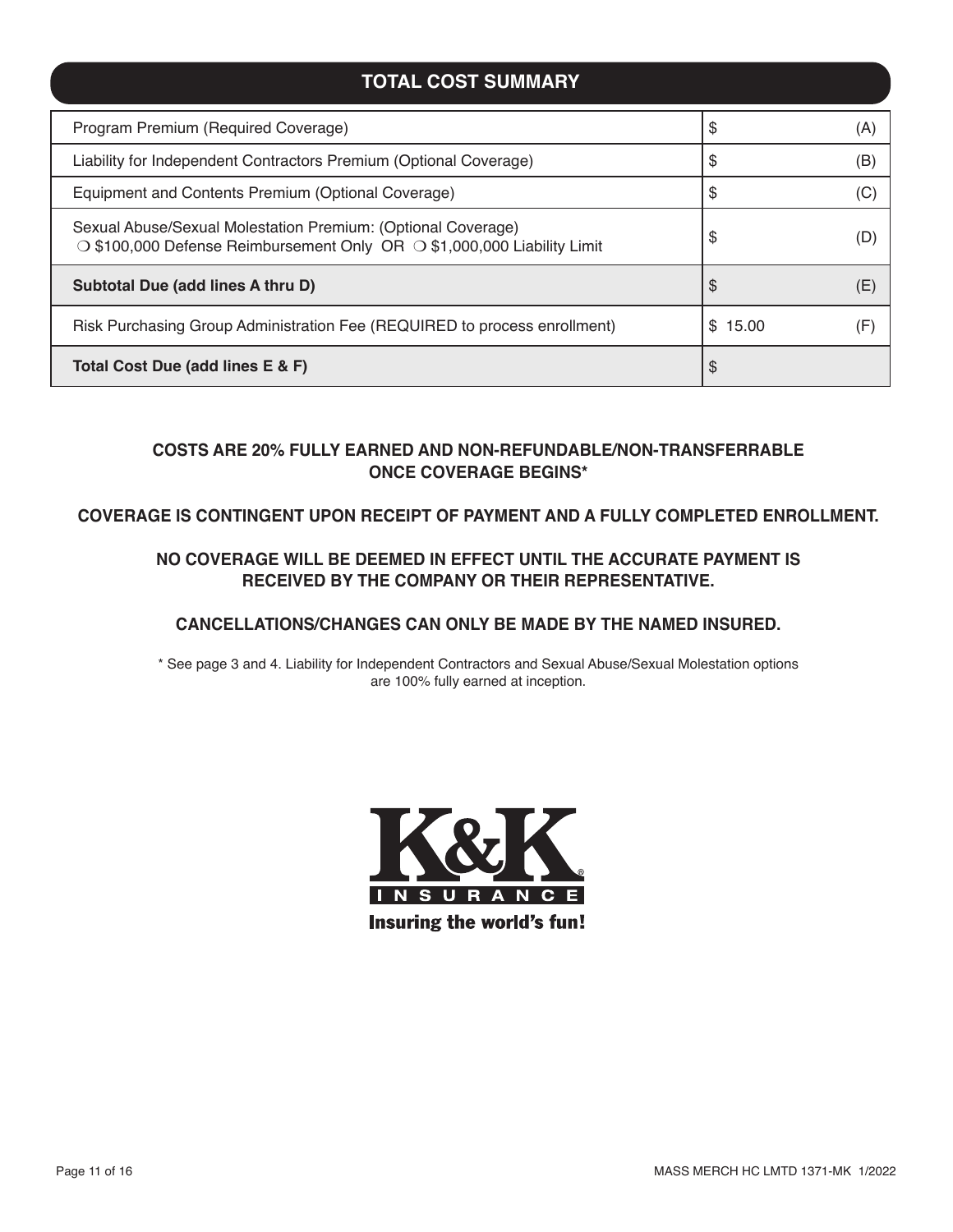## TOTAL COST SUMMARY

| Item | Amount | Line |
|---|---|---|
| Program Premium (Required Coverage) | $ | (A) |
| Liability for Independent Contractors Premium (Optional Coverage) | $ | (B) |
| Equipment and Contents Premium (Optional Coverage) | $ | (C) |
| Sexual Abuse/Sexual Molestation Premium: (Optional Coverage) ❍ $100,000 Defense Reimbursement Only OR ❍ $1,000,000 Liability Limit | $ | (D) |
| **Subtotal Due (add lines A thru D)** | $ | (E) |
| Risk Purchasing Group Administration Fee (REQUIRED to process enrollment) | $ 15.00 | (F) |
| **Total Cost Due (add lines E & F)** | $ | |

**COSTS ARE 20% FULLY EARNED AND NON-REFUNDABLE/NON-TRANSFERRABLE ONCE COVERAGE BEGINS***

**COVERAGE IS CONTINGENT UPON RECEIPT OF PAYMENT AND A FULLY COMPLETED ENROLLMENT.**

**NO COVERAGE WILL BE DEEMED IN EFFECT UNTIL THE ACCURATE PAYMENT IS RECEIVED BY THE COMPANY OR THEIR REPRESENTATIVE.**

**CANCELLATIONS/CHANGES CAN ONLY BE MADE BY THE NAMED INSURED.**

* See page 3 and 4. Liability for Independent Contractors and Sexual Abuse/Sexual Molestation options are 100% fully earned at inception.

K&K INSURANCE

Insuring the world's fun!

MASS MERCH HC LMTD 1371-MK 1/2022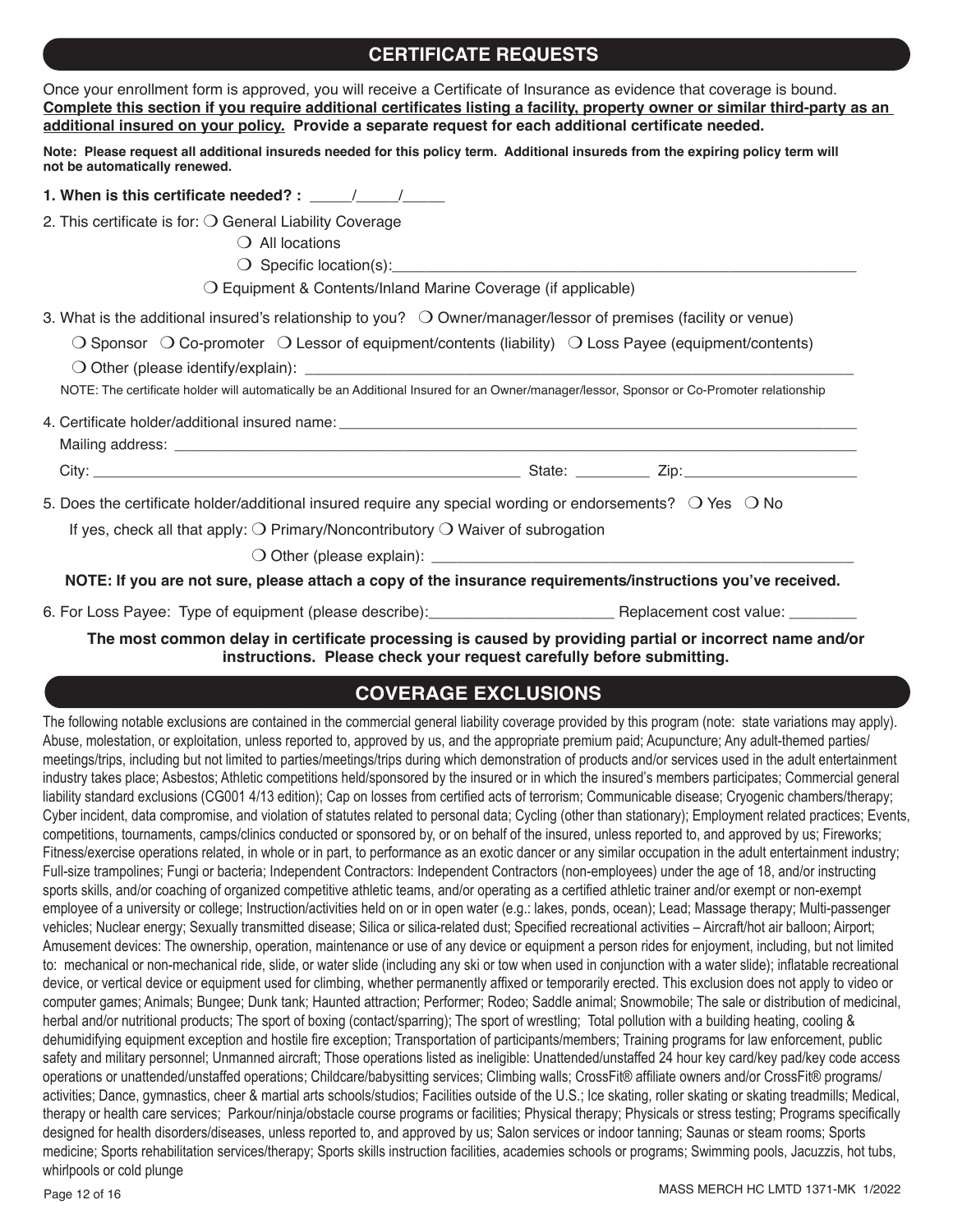## CERTIFICATE REQUESTS

Once your enrollment form is approved, you will receive a Certificate of Insurance as evidence that coverage is bound. **Complete this section if you require additional certificates listing a facility, property owner or similar third-party as an additional insured on your policy. Provide a separate request for each additional certificate needed.**

**Note: Please request all additional insureds needed for this policy term. Additional insureds from the expiring policy term will not be automatically renewed.**

**1. When is this certificate needed? :** _____/_____/_____

2. This certificate is for: ❍ General Liability Coverage

❍ All locations

❍ Specific location(s):_______________________________________________________

❍ Equipment & Contents/Inland Marine Coverage (if applicable)

3. What is the additional insured's relationship to you? ❍ Owner/manager/lessor of premises (facility or venue)

❍ Sponsor ❍ Co-promoter ❍ Lessor of equipment/contents (liability) ❍ Loss Payee (equipment/contents)

❍ Other (please identify/explain): _______________________________________________________

NOTE: The certificate holder will automatically be an Additional Insured for an Owner/manager/lessor, Sponsor or Co-Promoter relationship

4. Certificate holder/additional insured name: _______________________________________________________

Mailing address: _______________________________________________________

City: _______________________________________________ State: _________ Zip: ____________________

5. Does the certificate holder/additional insured require any special wording or endorsements? ❍ Yes ❍ No

If yes, check all that apply: ❍ Primary/Noncontributory ❍ Waiver of subrogation

❍ Other (please explain): _______________________________________________

**NOTE: If you are not sure, please attach a copy of the insurance requirements/instructions you've received.**

6. For Loss Payee: Type of equipment (please describe):_____________________ Replacement cost value: ________

**The most common delay in certificate processing is caused by providing partial or incorrect name and/or instructions. Please check your request carefully before submitting.**

## COVERAGE EXCLUSIONS

The following notable exclusions are contained in the commercial general liability coverage provided by this program (note: state variations may apply). Abuse, molestation, or exploitation, unless reported to, approved by us, and the appropriate premium paid; Acupuncture; Any adult-themed parties/meetings/trips, including but not limited to parties/meetings/trips during which demonstration of products and/or services used in the adult entertainment industry takes place; Asbestos; Athletic competitions held/sponsored by the insured or in which the insured's members participates; Commercial general liability standard exclusions (CG001 4/13 edition); Cap on losses from certified acts of terrorism; Communicable disease; Cryogenic chambers/therapy; Cyber incident, data compromise, and violation of statutes related to personal data; Cycling (other than stationary); Employment related practices; Events, competitions, tournaments, camps/clinics conducted or sponsored by, or on behalf of the insured, unless reported to, and approved by us; Fireworks; Fitness/exercise operations related, in whole or in part, to performance as an exotic dancer or any similar occupation in the adult entertainment industry; Full-size trampolines; Fungi or bacteria; Independent Contractors: Independent Contractors (non-employees) under the age of 18, and/or instructing sports skills, and/or coaching of organized competitive athletic teams, and/or operating as a certified athletic trainer and/or exempt or non-exempt employee of a university or college; Instruction/activities held on or in open water (e.g.: lakes, ponds, ocean); Lead; Massage therapy; Multi-passenger vehicles; Nuclear energy; Sexually transmitted disease; Silica or silica-related dust; Specified recreational activities – Aircraft/hot air balloon; Airport; Amusement devices: The ownership, operation, maintenance or use of any device or equipment a person rides for enjoyment, including, but not limited to: mechanical or non-mechanical ride, slide, or water slide (including any ski or tow when used in conjunction with a water slide); inflatable recreational device, or vertical device or equipment used for climbing, whether permanently affixed or temporarily erected. This exclusion does not apply to video or computer games; Animals; Bungee; Dunk tank; Haunted attraction; Performer; Rodeo; Saddle animal; Snowmobile; The sale or distribution of medicinal, herbal and/or nutritional products; The sport of boxing (contact/sparring); The sport of wrestling; Total pollution with a building heating, cooling & dehumidifying equipment exception and hostile fire exception; Transportation of participants/members; Training programs for law enforcement, public safety and military personnel; Unmanned aircraft; Those operations listed as ineligible: Unattended/unstaffed 24 hour key card/key pad/key code access operations or unattended/unstaffed operations; Childcare/babysitting services; Climbing walls; CrossFit® affiliate owners and/or CrossFit® programs/activities; Dance, gymnastics, cheer & martial arts schools/studios; Facilities outside of the U.S.; Ice skating, roller skating or skating treadmills; Medical, therapy or health care services; Parkour/ninja/obstacle course programs or facilities; Physical therapy; Physicals or stress testing; Programs specifically designed for health disorders/diseases, unless reported to, and approved by us; Salon services or indoor tanning; Saunas or steam rooms; Sports medicine; Sports rehabilitation services/therapy; Sports skills instruction facilities, academies schools or programs; Swimming pools, Jacuzzis, hot tubs, whirlpools or cold plunge

MASS MERCH HC LMTD 1371-MK 1/2022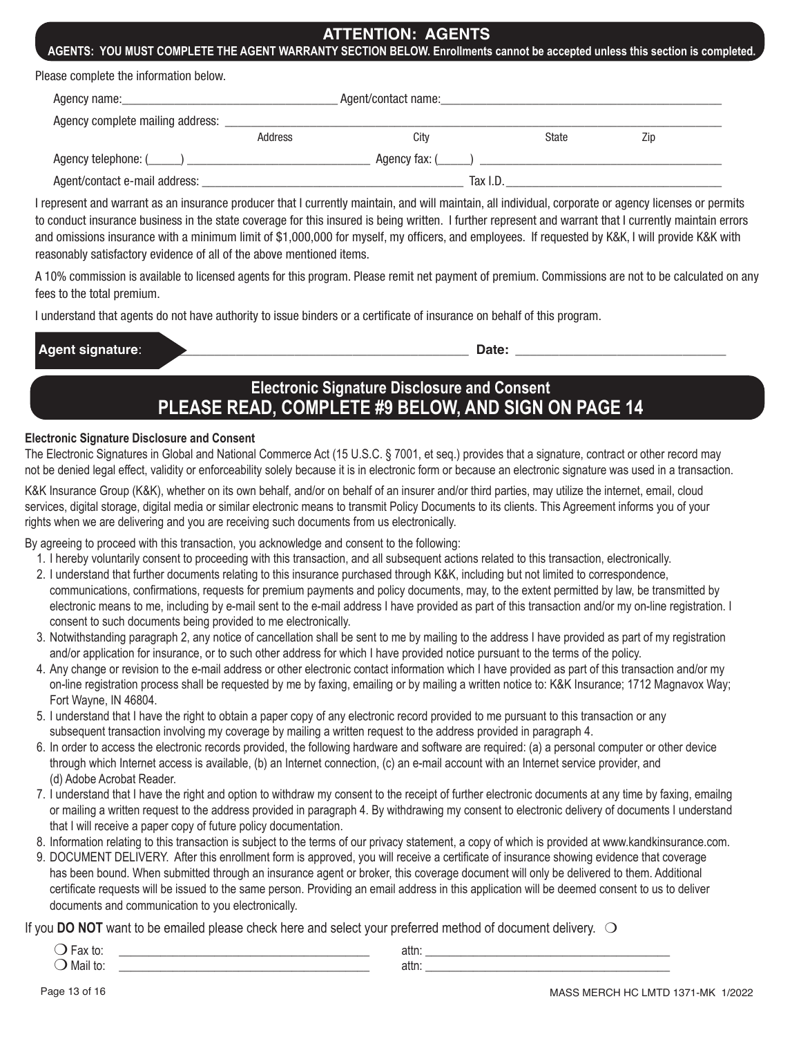## ATTENTION: AGENTS

**AGENTS: YOU MUST COMPLETE THE AGENT WARRANTY SECTION BELOW. Enrollments cannot be accepted unless this section is completed.**

Please complete the information below.

Agency name:\_\_\_\_\_\_\_\_\_\_\_\_\_\_\_\_\_\_\_\_\_\_\_\_\_\_\_\_ Agent/contact name:\_\_\_\_\_\_\_\_\_\_\_\_\_\_\_\_\_\_\_\_\_\_\_\_\_\_\_\_\_\_\_\_\_\_\_\_

Agency complete mailing address: \_\_\_\_\_\_\_\_\_\_\_\_\_\_\_\_\_\_\_\_\_\_\_\_\_\_\_\_\_\_\_\_\_\_\_\_\_\_\_\_\_\_\_\_\_\_\_\_\_\_\_\_\_\_\_\_\_\_

Address City State Zip

Agency telephone: (\_\_\_\_\_) \_\_\_\_\_\_\_\_\_\_\_\_\_\_\_\_\_\_\_\_\_\_\_\_ Agency fax: (\_\_\_\_\_) \_\_\_\_\_\_\_\_\_\_\_\_\_\_\_\_\_\_\_\_\_\_\_\_\_\_\_\_\_\_\_\_

Agent/contact e-mail address: \_\_\_\_\_\_\_\_\_\_\_\_\_\_\_\_\_\_\_\_\_\_\_\_\_\_\_\_\_\_\_\_\_\_\_\_ Tax I.D.\_\_\_\_\_\_\_\_\_\_\_\_\_\_\_\_\_\_\_\_\_\_\_\_\_\_\_\_

I represent and warrant as an insurance producer that I currently maintain, and will maintain, all individual, corporate or agency licenses or permits to conduct insurance business in the state coverage for this insured is being written. I further represent and warrant that I currently maintain errors and omissions insurance with a minimum limit of $1,000,000 for myself, my officers, and employees. If requested by K&K, I will provide K&K with reasonably satisfactory evidence of all of the above mentioned items.

A 10% commission is available to licensed agents for this program. Please remit net payment of premium. Commissions are not to be calculated on any fees to the total premium.

I understand that agents do not have authority to issue binders or a certificate of insurance on behalf of this program.

**Agent signature**: \_\_\_\_\_\_\_\_\_\_\_\_\_\_\_\_\_\_\_\_\_\_\_\_\_\_\_\_\_\_\_\_\_\_\_\_\_\_\_\_ **Date:** \_\_\_\_\_\_\_\_\_\_\_\_\_\_\_\_\_\_\_\_\_\_\_\_\_\_\_\_

## Electronic Signature Disclosure and Consent
## PLEASE READ, COMPLETE #9 BELOW, AND SIGN ON PAGE 14

**Electronic Signature Disclosure and Consent**

The Electronic Signatures in Global and National Commerce Act (15 U.S.C. § 7001, et seq.) provides that a signature, contract or other record may not be denied legal effect, validity or enforceability solely because it is in electronic form or because an electronic signature was used in a transaction.

K&K Insurance Group (K&K), whether on its own behalf, and/or on behalf of an insurer and/or third parties, may utilize the internet, email, cloud services, digital storage, digital media or similar electronic means to transmit Policy Documents to its clients. This Agreement informs you of your rights when we are delivering and you are receiving such documents from us electronically.

By agreeing to proceed with this transaction, you acknowledge and consent to the following:

1. I hereby voluntarily consent to proceeding with this transaction, and all subsequent actions related to this transaction, electronically.
2. I understand that further documents relating to this insurance purchased through K&K, including but not limited to correspondence, communications, confirmations, requests for premium payments and policy documents, may, to the extent permitted by law, be transmitted by electronic means to me, including by e-mail sent to the e-mail address I have provided as part of this transaction and/or my on-line registration. I consent to such documents being provided to me electronically.
3. Notwithstanding paragraph 2, any notice of cancellation shall be sent to me by mailing to the address I have provided as part of my registration and/or application for insurance, or to such other address for which I have provided notice pursuant to the terms of the policy.
4. Any change or revision to the e-mail address or other electronic contact information which I have provided as part of this transaction and/or my on-line registration process shall be requested by me by faxing, emailing or by mailing a written notice to: K&K Insurance; 1712 Magnavox Way; Fort Wayne, IN 46804.
5. I understand that I have the right to obtain a paper copy of any electronic record provided to me pursuant to this transaction or any subsequent transaction involving my coverage by mailing a written request to the address provided in paragraph 4.
6. In order to access the electronic records provided, the following hardware and software are required: (a) a personal computer or other device through which Internet access is available, (b) an Internet connection, (c) an e-mail account with an Internet service provider, and (d) Adobe Acrobat Reader.
7. I understand that I have the right and option to withdraw my consent to the receipt of further electronic documents at any time by faxing, emailng or mailing a written request to the address provided in paragraph 4. By withdrawing my consent to electronic delivery of documents I understand that I will receive a paper copy of future policy documentation.
8. Information relating to this transaction is subject to the terms of our privacy statement, a copy of which is provided at www.kandkinsurance.com.
9. DOCUMENT DELIVERY. After this enrollment form is approved, you will receive a certificate of insurance showing evidence that coverage has been bound. When submitted through an insurance agent or broker, this coverage document will only be delivered to them. Additional certificate requests will be issued to the same person. Providing an email address in this application will be deemed consent to us to deliver documents and communication to you electronically.

If you **DO NOT** want to be emailed please check here and select your preferred method of document delivery. ❍

❍ Fax to: \_\_\_\_\_\_\_\_\_\_\_\_\_\_\_\_\_\_\_\_\_\_\_\_\_\_\_\_\_\_\_\_ attn: \_\_\_\_\_\_\_\_\_\_\_\_\_\_\_\_\_\_\_\_\_\_\_\_\_\_\_\_\_\_\_\_

❍ Mail to: \_\_\_\_\_\_\_\_\_\_\_\_\_\_\_\_\_\_\_\_\_\_\_\_\_\_\_\_\_\_\_\_ attn: \_\_\_\_\_\_\_\_\_\_\_\_\_\_\_\_\_\_\_\_\_\_\_\_\_\_\_\_\_\_\_\_

MASS MERCH HC LMTD 1371-MK 1/2022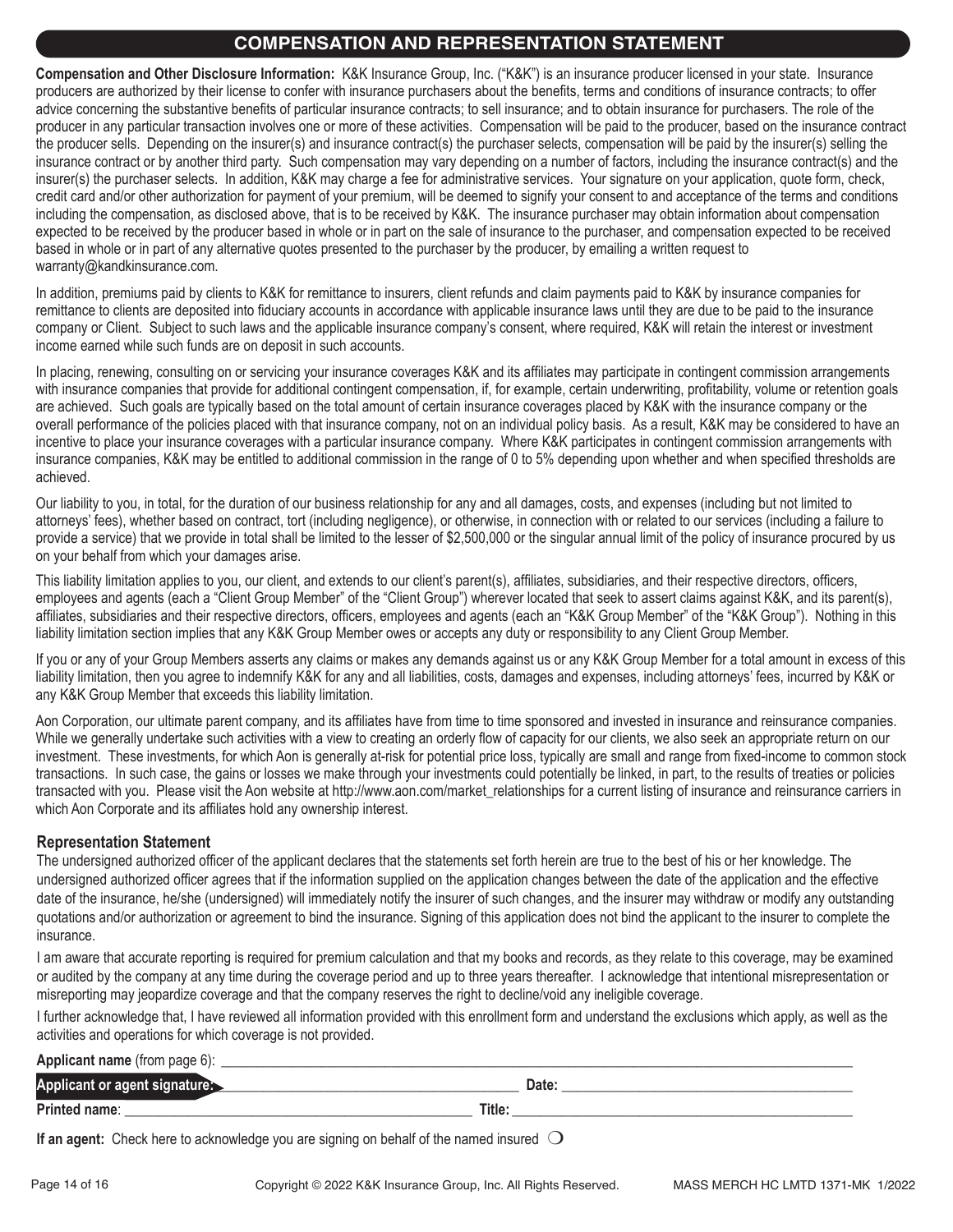## COMPENSATION AND REPRESENTATION STATEMENT

**Compensation and Other Disclosure Information:** K&K Insurance Group, Inc. ("K&K") is an insurance producer licensed in your state. Insurance producers are authorized by their license to confer with insurance purchasers about the benefits, terms and conditions of insurance contracts; to offer advice concerning the substantive benefits of particular insurance contracts; to sell insurance; and to obtain insurance for purchasers. The role of the producer in any particular transaction involves one or more of these activities. Compensation will be paid to the producer, based on the insurance contract the producer sells. Depending on the insurer(s) and insurance contract(s) the purchaser selects, compensation will be paid by the insurer(s) selling the insurance contract or by another third party. Such compensation may vary depending on a number of factors, including the insurance contract(s) and the insurer(s) the purchaser selects. In addition, K&K may charge a fee for administrative services. Your signature on your application, quote form, check, credit card and/or other authorization for payment of your premium, will be deemed to signify your consent to and acceptance of the terms and conditions including the compensation, as disclosed above, that is to be received by K&K. The insurance purchaser may obtain information about compensation expected to be received by the producer based in whole or in part on the sale of insurance to the purchaser, and compensation expected to be received based in whole or in part of any alternative quotes presented to the purchaser by the producer, by emailing a written request to warranty@kandkinsurance.com.

In addition, premiums paid by clients to K&K for remittance to insurers, client refunds and claim payments paid to K&K by insurance companies for remittance to clients are deposited into fiduciary accounts in accordance with applicable insurance laws until they are due to be paid to the insurance company or Client. Subject to such laws and the applicable insurance company's consent, where required, K&K will retain the interest or investment income earned while such funds are on deposit in such accounts.

In placing, renewing, consulting on or servicing your insurance coverages K&K and its affiliates may participate in contingent commission arrangements with insurance companies that provide for additional contingent compensation, if, for example, certain underwriting, profitability, volume or retention goals are achieved. Such goals are typically based on the total amount of certain insurance coverages placed by K&K with the insurance company or the overall performance of the policies placed with that insurance company, not on an individual policy basis. As a result, K&K may be considered to have an incentive to place your insurance coverages with a particular insurance company. Where K&K participates in contingent commission arrangements with insurance companies, K&K may be entitled to additional commission in the range of 0 to 5% depending upon whether and when specified thresholds are achieved.

Our liability to you, in total, for the duration of our business relationship for any and all damages, costs, and expenses (including but not limited to attorneys' fees), whether based on contract, tort (including negligence), or otherwise, in connection with or related to our services (including a failure to provide a service) that we provide in total shall be limited to the lesser of $2,500,000 or the singular annual limit of the policy of insurance procured by us on your behalf from which your damages arise.

This liability limitation applies to you, our client, and extends to our client's parent(s), affiliates, subsidiaries, and their respective directors, officers, employees and agents (each a "Client Group Member" of the "Client Group") wherever located that seek to assert claims against K&K, and its parent(s), affiliates, subsidiaries and their respective directors, officers, employees and agents (each an "K&K Group Member" of the "K&K Group"). Nothing in this liability limitation section implies that any K&K Group Member owes or accepts any duty or responsibility to any Client Group Member.

If you or any of your Group Members asserts any claims or makes any demands against us or any K&K Group Member for a total amount in excess of this liability limitation, then you agree to indemnify K&K for any and all liabilities, costs, damages and expenses, including attorneys' fees, incurred by K&K or any K&K Group Member that exceeds this liability limitation.

Aon Corporation, our ultimate parent company, and its affiliates have from time to time sponsored and invested in insurance and reinsurance companies. While we generally undertake such activities with a view to creating an orderly flow of capacity for our clients, we also seek an appropriate return on our investment. These investments, for which Aon is generally at-risk for potential price loss, typically are small and range from fixed-income to common stock transactions. In such case, the gains or losses we make through your investments could potentially be linked, in part, to the results of treaties or policies transacted with you. Please visit the Aon website at http://www.aon.com/market_relationships for a current listing of insurance and reinsurance carriers in which Aon Corporate and its affiliates hold any ownership interest.

### Representation Statement

The undersigned authorized officer of the applicant declares that the statements set forth herein are true to the best of his or her knowledge. The undersigned authorized officer agrees that if the information supplied on the application changes between the date of the application and the effective date of the insurance, he/she (undersigned) will immediately notify the insurer of such changes, and the insurer may withdraw or modify any outstanding quotations and/or authorization or agreement to bind the insurance. Signing of this application does not bind the applicant to the insurer to complete the insurance.

I am aware that accurate reporting is required for premium calculation and that my books and records, as they relate to this coverage, may be examined or audited by the company at any time during the coverage period and up to three years thereafter. I acknowledge that intentional misrepresentation or misreporting may jeopardize coverage and that the company reserves the right to decline/void any ineligible coverage.

I further acknowledge that, I have reviewed all information provided with this enrollment form and understand the exclusions which apply, as well as the activities and operations for which coverage is not provided.

**Applicant name** (from page 6): ______________________________

**Applicant or agent signature:** ______________________________ **Date:** ______________________________

**Printed name**: ______________________________ **Title:** ______________________________

**If an agent:** Check here to acknowledge you are signing on behalf of the named insured ❍

MASS MERCH HC LMTD 1371-MK 1/2022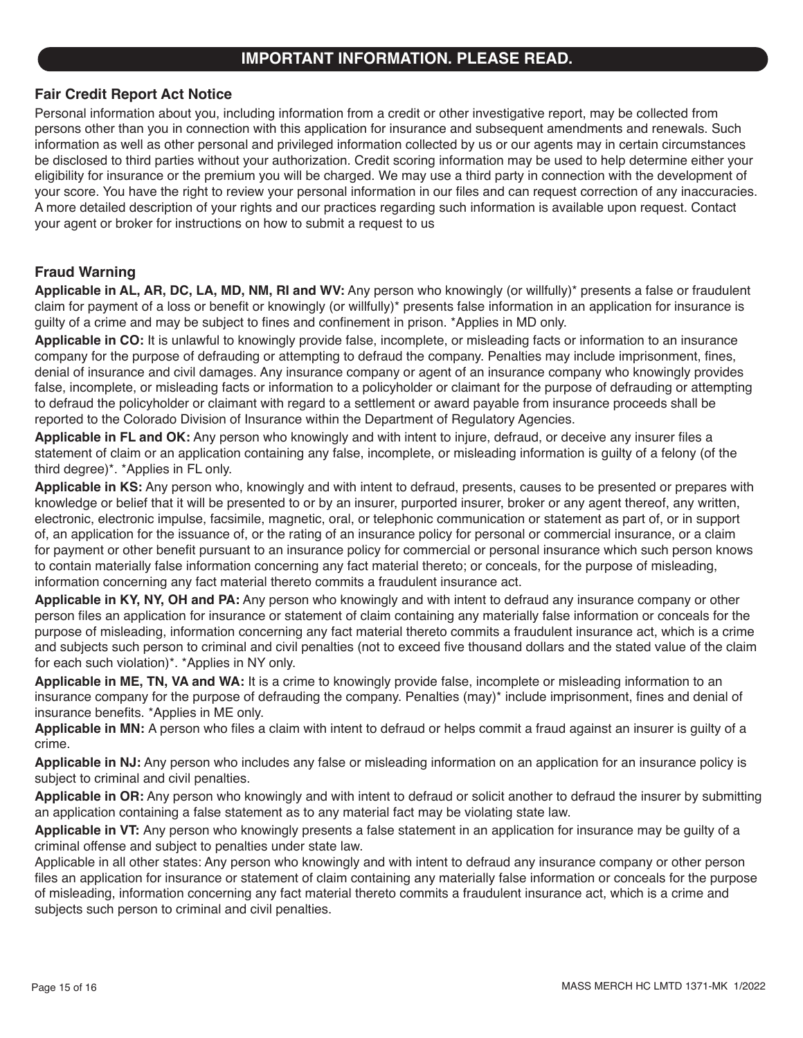## IMPORTANT INFORMATION. PLEASE READ.

### Fair Credit Report Act Notice

Personal information about you, including information from a credit or other investigative report, may be collected from persons other than you in connection with this application for insurance and subsequent amendments and renewals. Such information as well as other personal and privileged information collected by us or our agents may in certain circumstances be disclosed to third parties without your authorization. Credit scoring information may be used to help determine either your eligibility for insurance or the premium you will be charged. We may use a third party in connection with the development of your score. You have the right to review your personal information in our files and can request correction of any inaccuracies. A more detailed description of your rights and our practices regarding such information is available upon request. Contact your agent or broker for instructions on how to submit a request to us

### Fraud Warning

**Applicable in AL, AR, DC, LA, MD, NM, RI and WV:** Any person who knowingly (or willfully)* presents a false or fraudulent claim for payment of a loss or benefit or knowingly (or willfully)* presents false information in an application for insurance is guilty of a crime and may be subject to fines and confinement in prison. *Applies in MD only.

**Applicable in CO:** It is unlawful to knowingly provide false, incomplete, or misleading facts or information to an insurance company for the purpose of defrauding or attempting to defraud the company. Penalties may include imprisonment, fines, denial of insurance and civil damages. Any insurance company or agent of an insurance company who knowingly provides false, incomplete, or misleading facts or information to a policyholder or claimant for the purpose of defrauding or attempting to defraud the policyholder or claimant with regard to a settlement or award payable from insurance proceeds shall be reported to the Colorado Division of Insurance within the Department of Regulatory Agencies.

**Applicable in FL and OK:** Any person who knowingly and with intent to injure, defraud, or deceive any insurer files a statement of claim or an application containing any false, incomplete, or misleading information is guilty of a felony (of the third degree)*. *Applies in FL only.

**Applicable in KS:** Any person who, knowingly and with intent to defraud, presents, causes to be presented or prepares with knowledge or belief that it will be presented to or by an insurer, purported insurer, broker or any agent thereof, any written, electronic, electronic impulse, facsimile, magnetic, oral, or telephonic communication or statement as part of, or in support of, an application for the issuance of, or the rating of an insurance policy for personal or commercial insurance, or a claim for payment or other benefit pursuant to an insurance policy for commercial or personal insurance which such person knows to contain materially false information concerning any fact material thereto; or conceals, for the purpose of misleading, information concerning any fact material thereto commits a fraudulent insurance act.

**Applicable in KY, NY, OH and PA:** Any person who knowingly and with intent to defraud any insurance company or other person files an application for insurance or statement of claim containing any materially false information or conceals for the purpose of misleading, information concerning any fact material thereto commits a fraudulent insurance act, which is a crime and subjects such person to criminal and civil penalties (not to exceed five thousand dollars and the stated value of the claim for each such violation)*. *Applies in NY only.

**Applicable in ME, TN, VA and WA:** It is a crime to knowingly provide false, incomplete or misleading information to an insurance company for the purpose of defrauding the company. Penalties (may)* include imprisonment, fines and denial of insurance benefits. *Applies in ME only.

**Applicable in MN:** A person who files a claim with intent to defraud or helps commit a fraud against an insurer is guilty of a crime.

**Applicable in NJ:** Any person who includes any false or misleading information on an application for an insurance policy is subject to criminal and civil penalties.

**Applicable in OR:** Any person who knowingly and with intent to defraud or solicit another to defraud the insurer by submitting an application containing a false statement as to any material fact may be violating state law.

**Applicable in VT:** Any person who knowingly presents a false statement in an application for insurance may be guilty of a criminal offense and subject to penalties under state law.

Applicable in all other states: Any person who knowingly and with intent to defraud any insurance company or other person files an application for insurance or statement of claim containing any materially false information or conceals for the purpose of misleading, information concerning any fact material thereto commits a fraudulent insurance act, which is a crime and subjects such person to criminal and civil penalties.

MASS MERCH HC LMTD 1371-MK 1/2022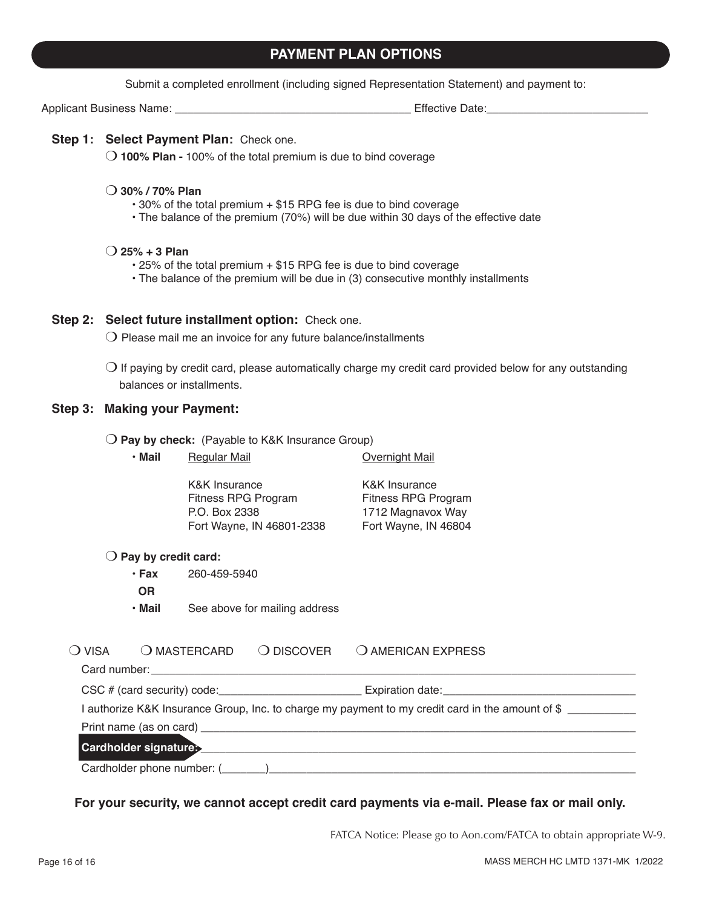## PAYMENT PLAN OPTIONS

Submit a completed enrollment (including signed Representation Statement) and payment to:

Applicant Business Name: ______________________________________ Effective Date:__________________________

**Step 1: Select Payment Plan:** Check one.

❍ **100% Plan -** 100% of the total premium is due to bind coverage

❍ **30% / 70% Plan**

- 30% of the total premium + $15 RPG fee is due to bind coverage
- The balance of the premium (70%) will be due within 30 days of the effective date

❍ **25% + 3 Plan**

- 25% of the total premium + $15 RPG fee is due to bind coverage
- The balance of the premium will be due in (3) consecutive monthly installments

**Step 2: Select future installment option:** Check one.

❍ Please mail me an invoice for any future balance/installments

❍ If paying by credit card, please automatically charge my credit card provided below for any outstanding balances or installments.

**Step 3: Making your Payment:**

❍ **Pay by check:** (Payable to K&K Insurance Group)

- **Mail**

| Regular Mail | Overnight Mail |
|---|---|
| K&K Insurance<br>Fitness RPG Program<br>P.O. Box 2338<br>Fort Wayne, IN 46801-2338 | K&K Insurance<br>Fitness RPG Program<br>1712 Magnavox Way<br>Fort Wayne, IN 46804 |

❍ **Pay by credit card:**

- **Fax** 260-459-5940

**OR**

- **Mail** See above for mailing address

❍ VISA ❍ MASTERCARD ❍ DISCOVER ❍ AMERICAN EXPRESS

Card number:_______________________________________________________________________________

CSC # (card security) code:_______________________ Expiration date:_______________________________

I authorize K&K Insurance Group, Inc. to charge my payment to my credit card in the amount of $ ___________

Print name (as on card) ______________________________________________________________________

**Cardholder signature:** ____________________________________________________________________

Cardholder phone number: (_______)___________________________________________________________

**For your security, we cannot accept credit card payments via e-mail. Please fax or mail only.**

FATCA Notice: Please go to Aon.com/FATCA to obtain appropriate W-9.

MASS MERCH HC LMTD 1371-MK 1/2022